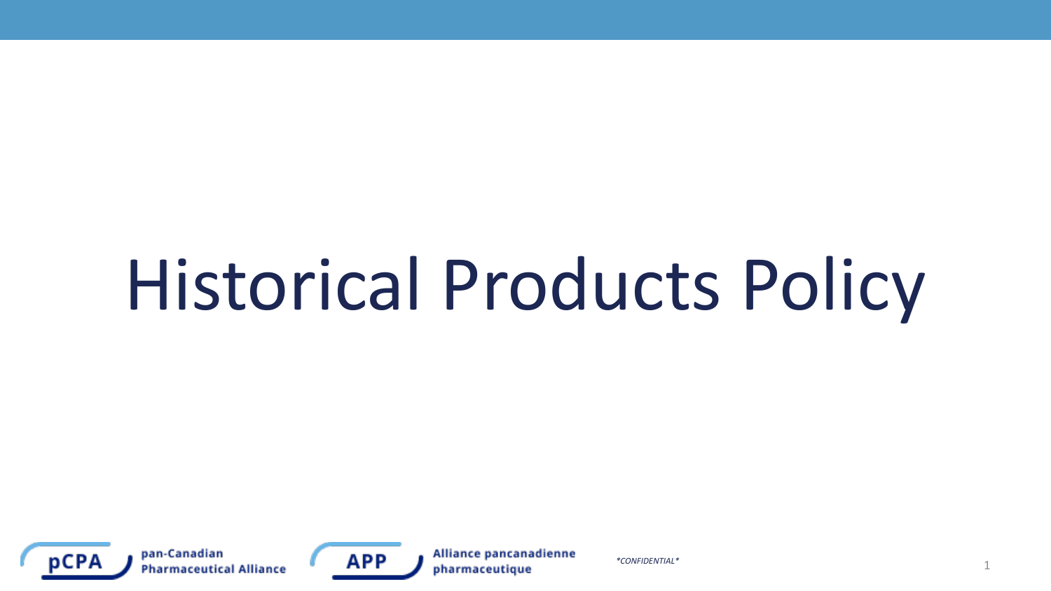# Historical Products Policy

pan-Canadian Pharmaceutical Alliance

Alliance pancanadienne pharmaceutique

*CONFIDENTIAL*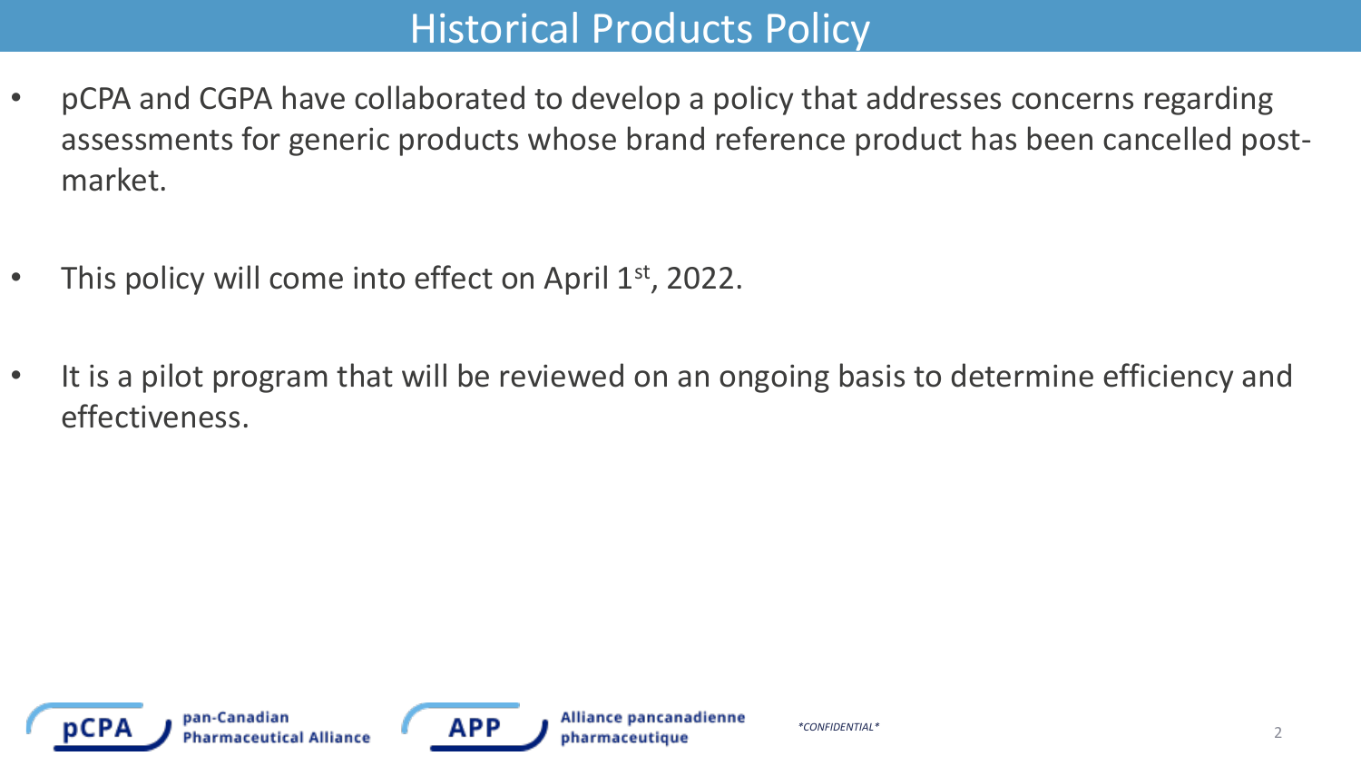# Historical Products Policy

- pCPA and CGPA have collaborated to develop a policy that addresses concerns regarding assessments for generic products whose brand reference product has been cancelled post-market.
- This policy will come into effect on April 1st, 2022.
- It is a pilot program that will be reviewed on an ongoing basis to determine efficiency and effectiveness.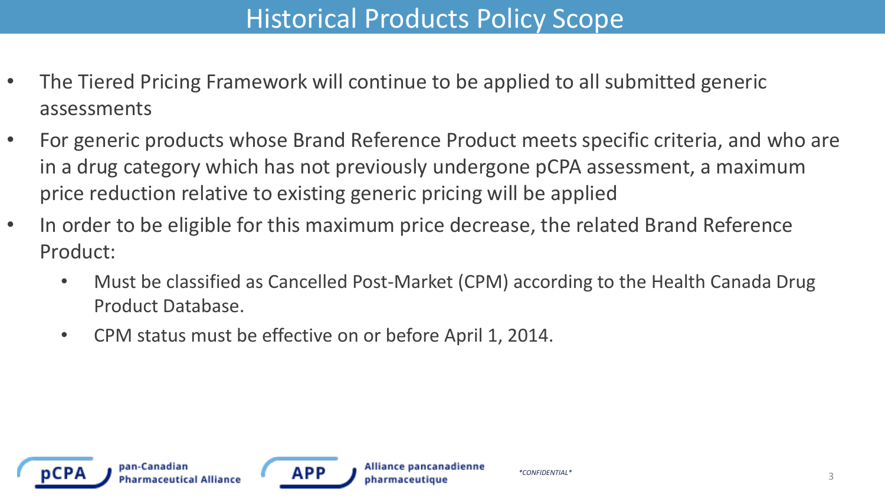# Historical Products Policy Scope

- The Tiered Pricing Framework will continue to be applied to all submitted generic assessments
- For generic products whose Brand Reference Product meets specific criteria, and who are in a drug category which has not previously undergone pCPA assessment, a maximum price reduction relative to existing generic pricing will be applied
- In order to be eligible for this maximum price decrease, the related Brand Reference Product:
  - Must be classified as Cancelled Post-Market (CPM) according to the Health Canada Drug Product Database.
  - CPM status must be effective on or before April 1, 2014.

pCPA pan-Canadian Pharmaceutical Alliance

APP Alliance pancanadienne pharmaceutique

*CONFIDENTIAL*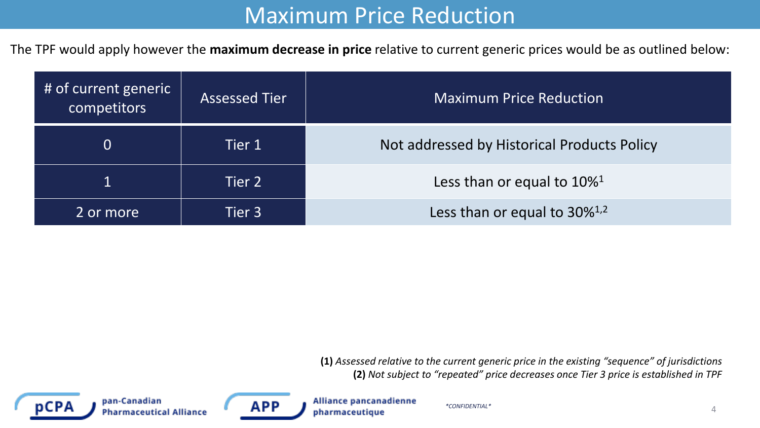# Maximum Price Reduction

The TPF would apply however the **maximum decrease in price** relative to current generic prices would be as outlined below:

| # of current generic competitors | Assessed Tier | Maximum Price Reduction |
| --- | --- | --- |
| 0 | Tier 1 | Not addressed by Historical Products Policy |
| 1 | Tier 2 | Less than or equal to 10%[1] |
| 2 or more | Tier 3 | Less than or equal to 30%[1,2] |

**(1)** *Assessed relative to the current generic price in the existing "sequence" of jurisdictions*
**(2)** *Not subject to "repeated" price decreases once Tier 3 price is established in TPF*

pCPA pan-Canadian Pharmaceutical Alliance

APP Alliance pancanadienne pharmaceutique

**CONFIDENTIAL**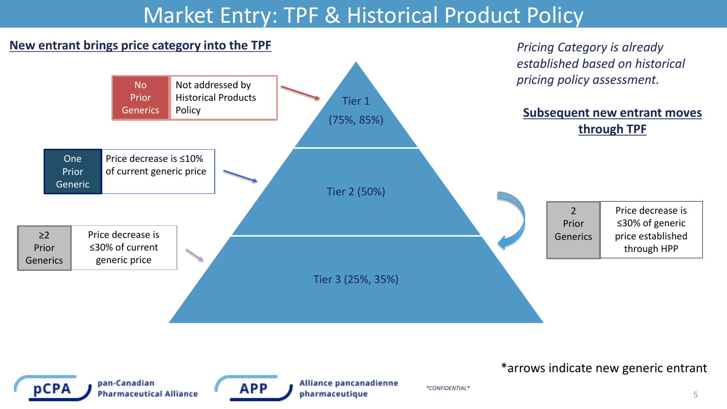# Market Entry: TPF & Historical Product Policy

## New entrant brings price category into the TPF

- **No Prior Generics** — Not addressed by Historical Products Policy → Tier 1 (75%, 85%)
- **One Prior Generic** — Price decrease is ≤10% of current generic price → Tier 2 (50%)
- **≥2 Prior Generics** — Price decrease is ≤30% of current generic price → Tier 3 (25%, 35%)

Tier 1
(75%, 85%)

Tier 2 (50%)

Tier 3 (25%, 35%)

*Pricing Category is already established based on historical pricing policy assessment.*

## Subsequent new entrant moves through TPF

- **2 Prior Generics** — Price decrease is ≤30% of generic price established through HPP

*arrows indicate new generic entrant

pCPA pan-Canadian Pharmaceutical Alliance

APP Alliance pancanadienne pharmaceutique

*CONFIDENTIAL*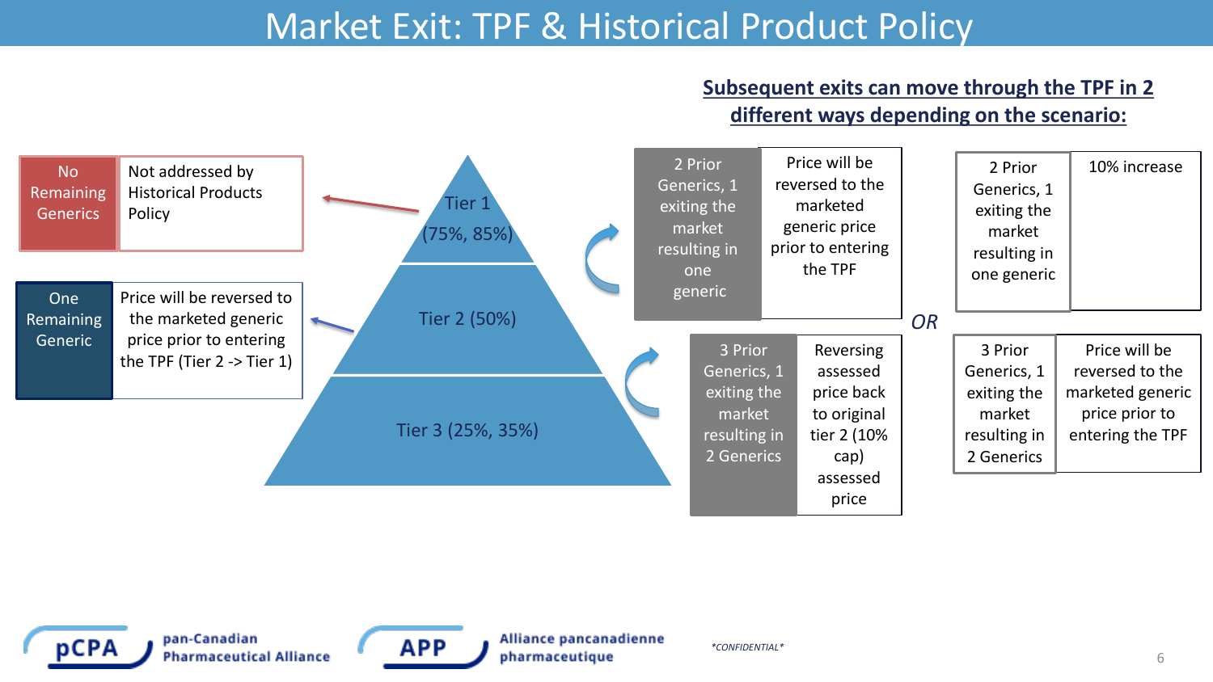# Market Exit: TPF & Historical Product Policy

| Scenario | Policy |
|---|---|
| No Remaining Generics | Not addressed by Historical Products Policy |
| One Remaining Generic | Price will be reversed to the marketed generic price prior to entering the TPF (Tier 2 -> Tier 1) |

Tier 1 (75%, 85%)

Tier 2 (50%)

Tier 3 (25%, 35%)

**Subsequent exits can move through the TPF in 2 different ways depending on the scenario:**

| Scenario | Option 1 | OR | Scenario | Option 2 |
|---|---|---|---|---|
| 2 Prior Generics, 1 exiting the market resulting in one generic | Price will be reversed to the marketed generic price prior to entering the TPF | | 2 Prior Generics, 1 exiting the market resulting in one generic | 10% increase |
| 3 Prior Generics, 1 exiting the market resulting in 2 Generics | Reversing assessed price back to original tier 2 (10% cap) assessed price | | 3 Prior Generics, 1 exiting the market resulting in 2 Generics | Price will be reversed to the marketed generic price prior to entering the TPF |

pCPA pan-Canadian Pharmaceutical Alliance

APP Alliance pancanadienne pharmaceutique

*CONFIDENTIAL*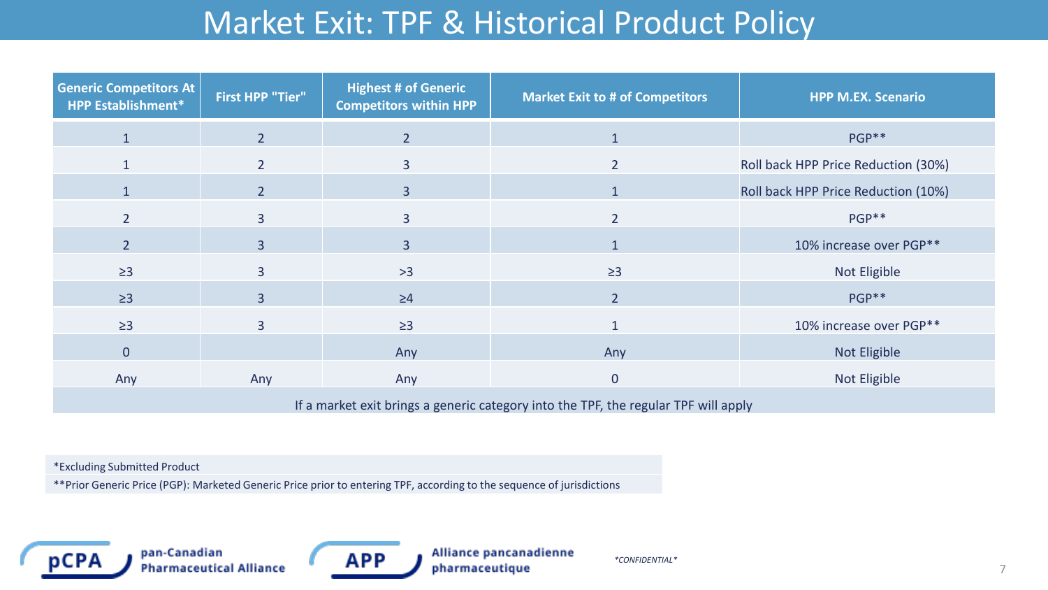# Market Exit: TPF & Historical Product Policy

| Generic Competitors At HPP Establishment* | First HPP "Tier" | Highest # of Generic Competitors within HPP | Market Exit to # of Competitors | HPP M.EX. Scenario |
|---|---|---|---|---|
| 1 | 2 | 2 | 1 | PGP** |
| 1 | 2 | 3 | 2 | Roll back HPP Price Reduction (30%) |
| 1 | 2 | 3 | 1 | Roll back HPP Price Reduction (10%) |
| 2 | 3 | 3 | 2 | PGP** |
| 2 | 3 | 3 | 1 | 10% increase over PGP** |
| ≥3 | 3 | >3 | ≥3 | Not Eligible |
| ≥3 | 3 | ≥4 | 2 | PGP** |
| ≥3 | 3 | ≥3 | 1 | 10% increase over PGP** |
| 0 | | Any | Any | Not Eligible |
| Any | Any | Any | 0 | Not Eligible |
| If a market exit brings a generic category into the TPF, the regular TPF will apply | | | | |

*Excluding Submitted Product

**Prior Generic Price (PGP): Marketed Generic Price prior to entering TPF, according to the sequence of jurisdictions

pan-Canadian Pharmaceutical Alliance | Alliance pancanadienne pharmaceutique

*CONFIDENTIAL*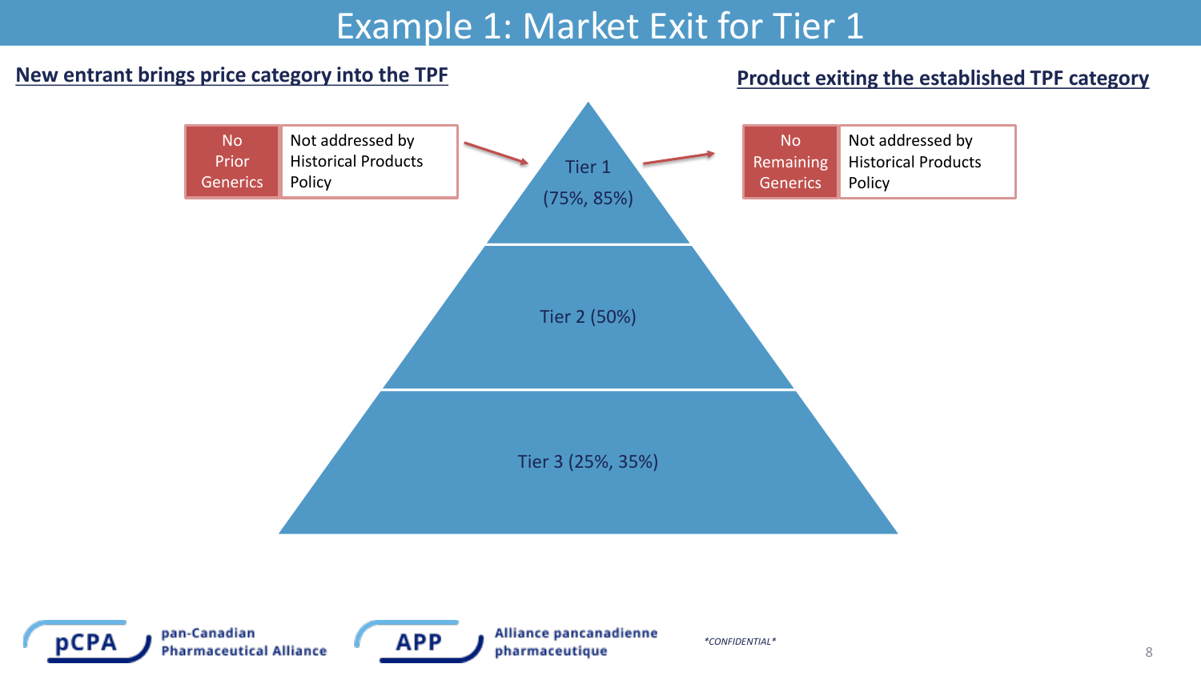# Example 1: Market Exit for Tier 1

**New entrant brings price category into the TPF**

| No Prior Generics | Not addressed by Historical Products Policy |
| --- | --- |

**Product exiting the established TPF category**

| No Remaining Generics | Not addressed by Historical Products Policy |
| --- | --- |

Tier 1 (75%, 85%)

Tier 2 (50%)

Tier 3 (25%, 35%)

pan-Canadian Pharmaceutical Alliance

Alliance pancanadienne pharmaceutique

*CONFIDENTIAL*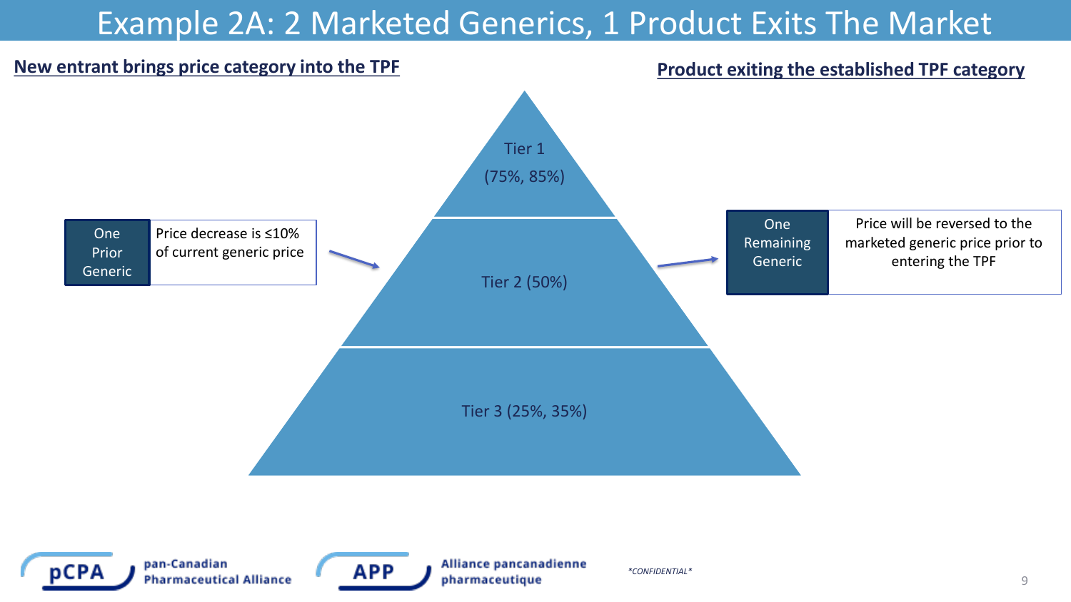# Example 2A: 2 Marketed Generics, 1 Product Exits The Market

**New entrant brings price category into the TPF**

**Product exiting the established TPF category**

Tier 1
(75%, 85%)

Tier 2 (50%)

Tier 3 (25%, 35%)

| One Prior Generic | Price decrease is ≤10% of current generic price |
| --- | --- |

| One Remaining Generic | Price will be reversed to the marketed generic price prior to entering the TPF |
| --- | --- |

*CONFIDENTIAL*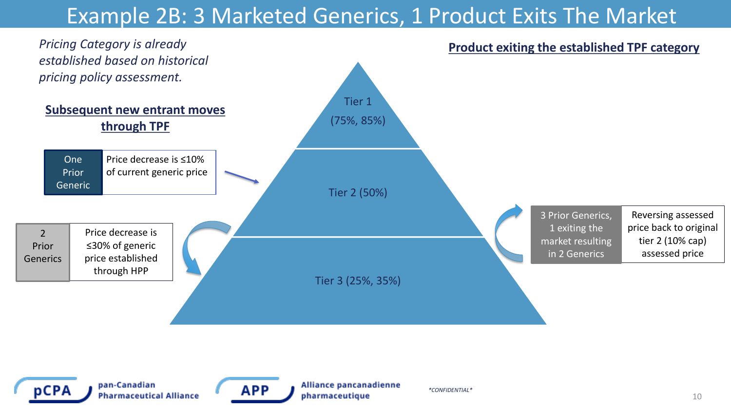# Example 2B: 3 Marketed Generics, 1 Product Exits The Market

*Pricing Category is already established based on historical pricing policy assessment.*

**Subsequent new entrant moves through TPF**

| One Prior Generic | Price decrease is ≤10% of current generic price |
|---|---|

| 2 Prior Generics | Price decrease is ≤30% of generic price established through HPP |
|---|---|

Tier 1 (75%, 85%)

Tier 2 (50%)

Tier 3 (25%, 35%)

**Product exiting the established TPF category**

| 3 Prior Generics, 1 exiting the market resulting in 2 Generics | Reversing assessed price back to original tier 2 (10% cap) assessed price |
|---|---|

*CONFIDENTIAL*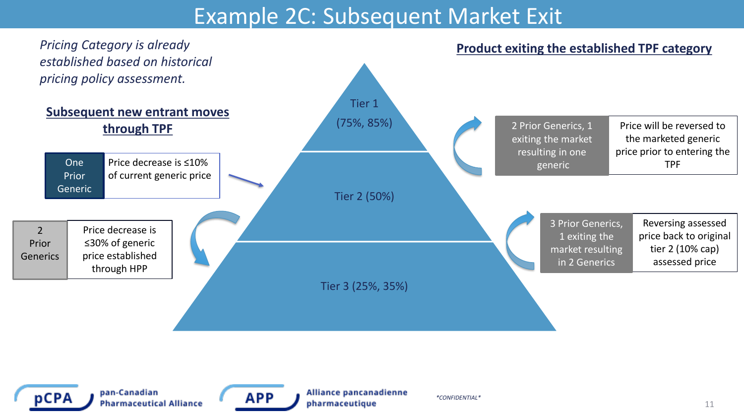# Example 2C: Subsequent Market Exit

*Pricing Category is already established based on historical pricing policy assessment.*

## Subsequent new entrant moves through TPF

| One Prior Generic | Price decrease is ≤10% of current generic price |
| --- | --- |
| 2 Prior Generics | Price decrease is ≤30% of generic price established through HPP |

Tier 1 (75%, 85%)

Tier 2 (50%)

Tier 3 (25%, 35%)

## Product exiting the established TPF category

| 2 Prior Generics, 1 exiting the market resulting in one generic | Price will be reversed to the marketed generic price prior to entering the TPF |
| --- | --- |
| 3 Prior Generics, 1 exiting the market resulting in 2 Generics | Reversing assessed price back to original tier 2 (10% cap) assessed price |

pan-Canadian Pharmaceutical Alliance

Alliance pancanadienne pharmaceutique

*CONFIDENTIAL*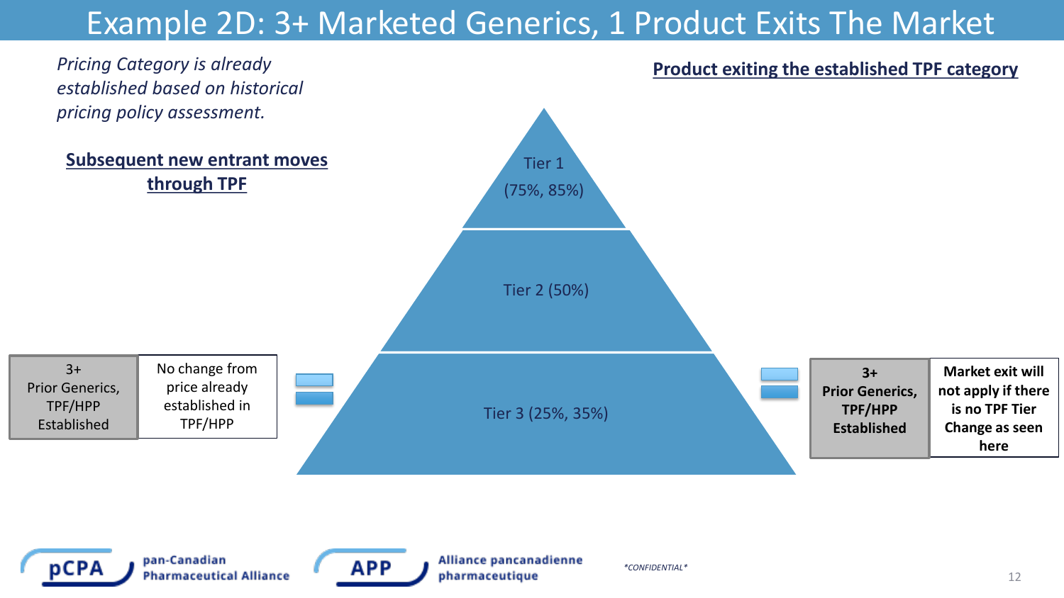# Example 2D: 3+ Marketed Generics, 1 Product Exits The Market

*Pricing Category is already established based on historical pricing policy assessment.*

**Product exiting the established TPF category**

**Subsequent new entrant moves through TPF**

Tier 1 (75%, 85%)

Tier 2 (50%)

Tier 3 (25%, 35%)

| 3+ Prior Generics, TPF/HPP Established | No change from price already established in TPF/HPP |
|---|---|

| **3+ Prior Generics, TPF/HPP Established** | **Market exit will not apply if there is no TPF Tier Change as seen here** |
|---|---|

*CONFIDENTIAL*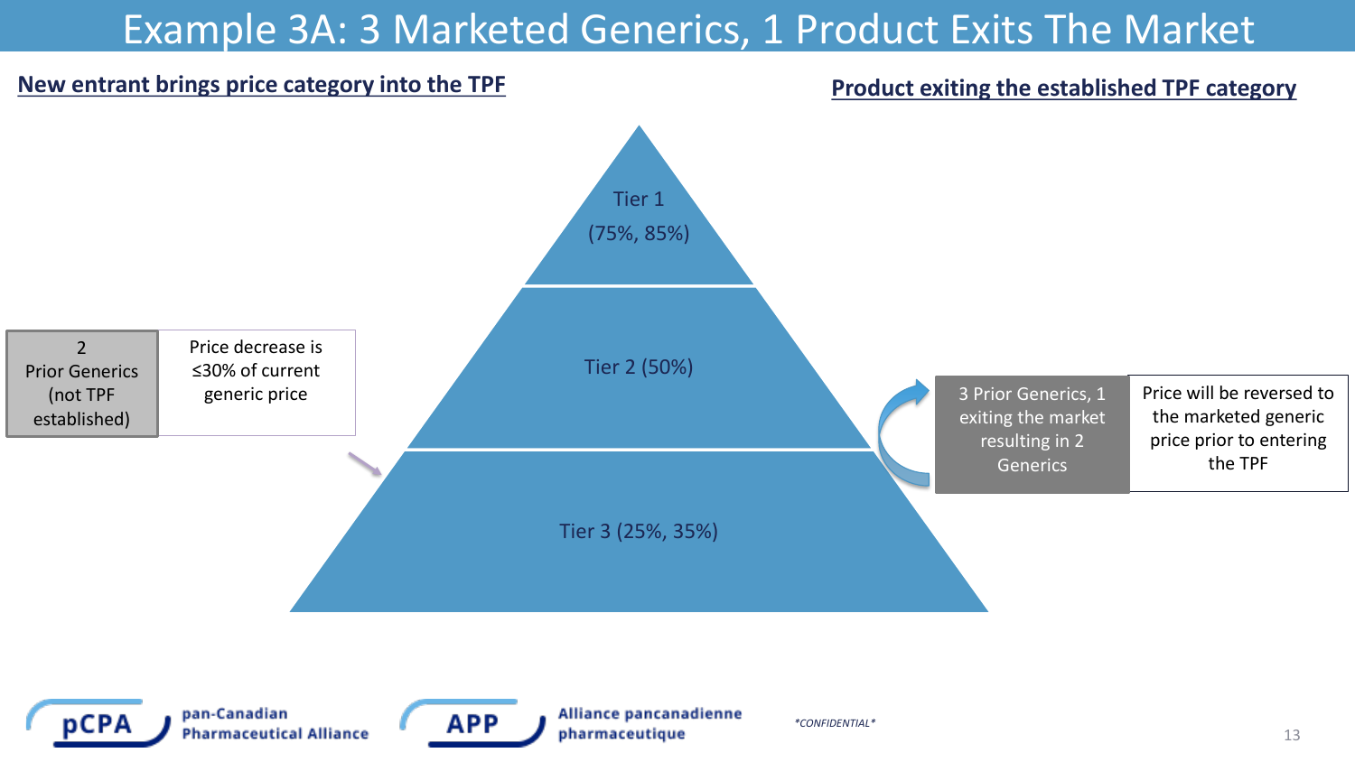# Example 3A: 3 Marketed Generics, 1 Product Exits The Market

**New entrant brings price category into the TPF**

| 2 Prior Generics (not TPF established) | Price decrease is ≤30% of current generic price |
|---|---|

Tier 1 (75%, 85%)

Tier 2 (50%)

Tier 3 (25%, 35%)

**Product exiting the established TPF category**

| 3 Prior Generics, 1 exiting the market resulting in 2 Generics | Price will be reversed to the marketed generic price prior to entering the TPF |
|---|---|

*CONFIDENTIAL*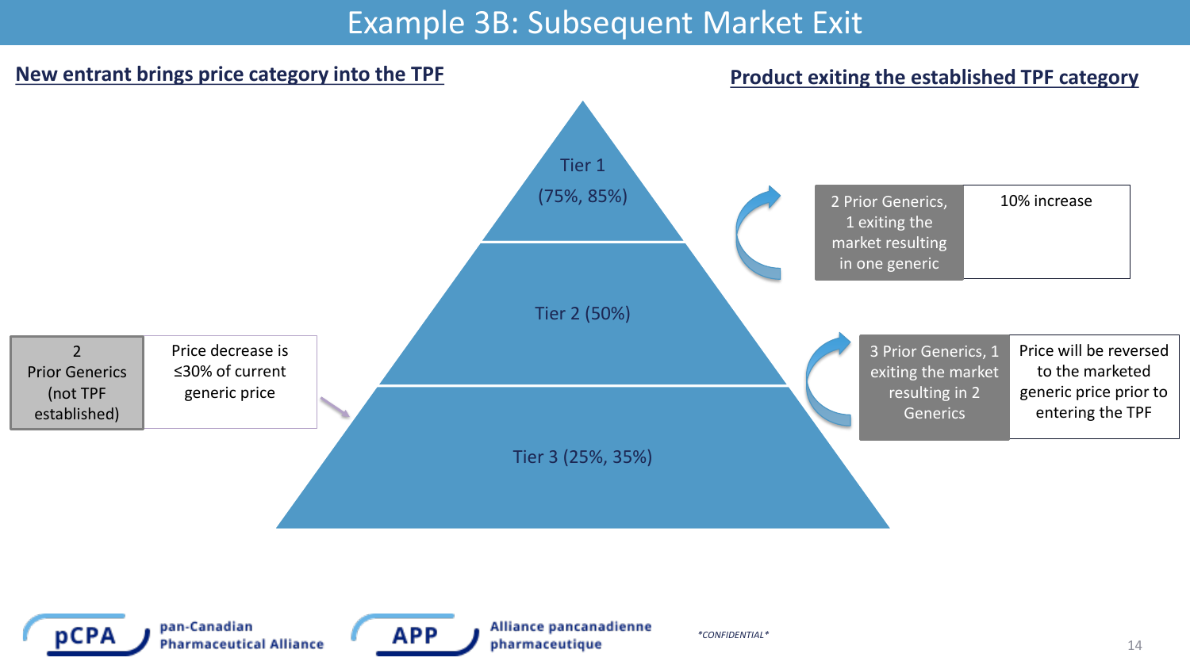# Example 3B: Subsequent Market Exit

**New entrant brings price category into the TPF**

| 2 Prior Generics (not TPF established) | Price decrease is ≤30% of current generic price |
| --- | --- |

Tier 1 (75%, 85%)

Tier 2 (50%)

Tier 3 (25%, 35%)

**Product exiting the established TPF category**

| 2 Prior Generics, 1 exiting the market resulting in one generic | 10% increase |
| --- | --- |
| 3 Prior Generics, 1 exiting the market resulting in 2 Generics | Price will be reversed to the marketed generic price prior to entering the TPF |

*CONFIDENTIAL*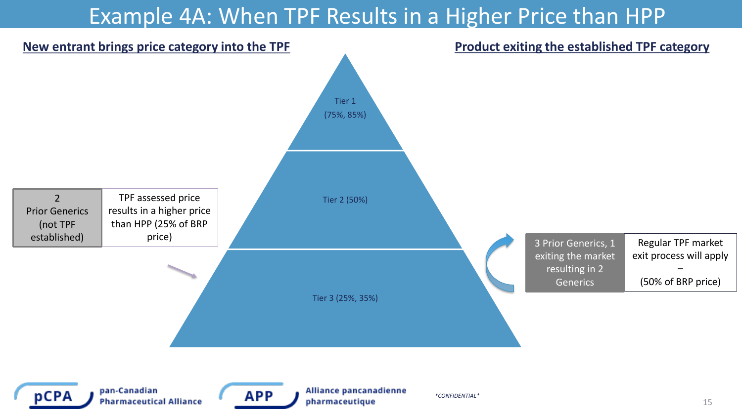# Example 4A: When TPF Results in a Higher Price than HPP

**New entrant brings price category into the TPF**

| 2 Prior Generics (not TPF established) | TPF assessed price results in a higher price than HPP (25% of BRP price) |
|---|---|

Tier 1 (75%, 85%)

Tier 2 (50%)

Tier 3 (25%, 35%)

**Product exiting the established TPF category**

| 3 Prior Generics, 1 exiting the market resulting in 2 Generics | Regular TPF market exit process will apply – (50% of BRP price) |
|---|---|

*CONFIDENTIAL*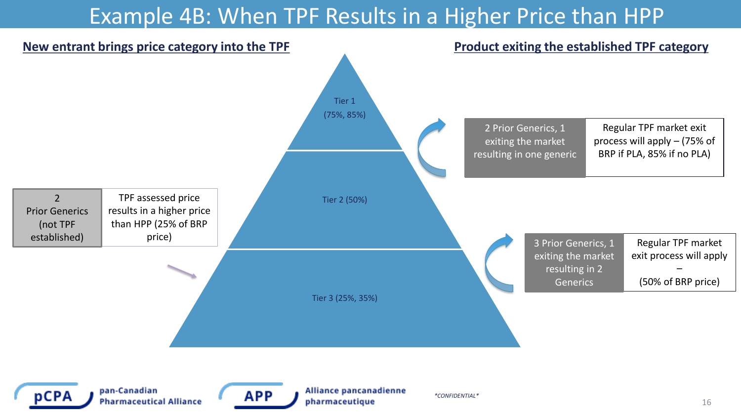# Example 4B: When TPF Results in a Higher Price than HPP

## New entrant brings price category into the TPF

| 2 Prior Generics (not TPF established) | TPF assessed price results in a higher price than HPP (25% of BRP price) |
| --- | --- |

Tier 1 (75%, 85%)

Tier 2 (50%)

Tier 3 (25%, 35%)

## Product exiting the established TPF category

| 2 Prior Generics, 1 exiting the market resulting in one generic | Regular TPF market exit process will apply – (75% of BRP if PLA, 85% if no PLA) |
| --- | --- |

| 3 Prior Generics, 1 exiting the market resulting in 2 Generics | Regular TPF market exit process will apply – (50% of BRP price) |
| --- | --- |

*CONFIDENTIAL*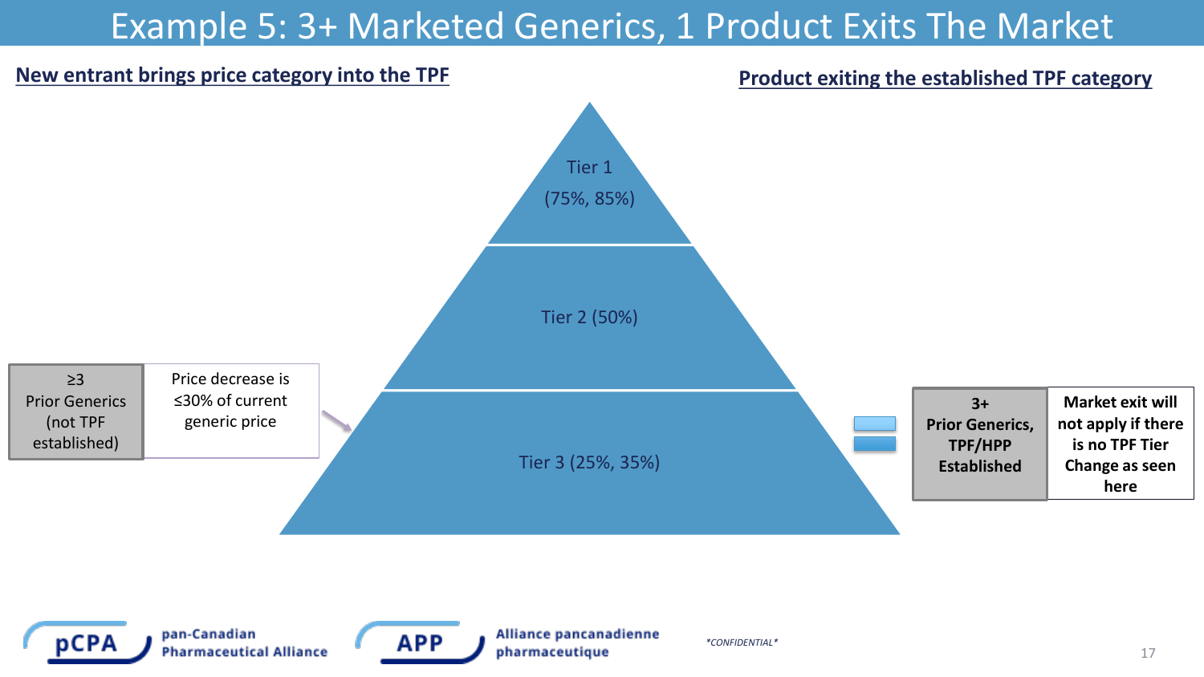# Example 5: 3+ Marketed Generics, 1 Product Exits The Market

**New entrant brings price category into the TPF**

**Product exiting the established TPF category**

Tier 1 (75%, 85%)

Tier 2 (50%)

Tier 3 (25%, 35%)

| ≥3 Prior Generics (not TPF established) | Price decrease is ≤30% of current generic price |
| --- | --- |

| **3+ Prior Generics, TPF/HPP Established** | **Market exit will not apply if there is no TPF Tier Change as seen here** |
| --- | --- |

*CONFIDENTIAL*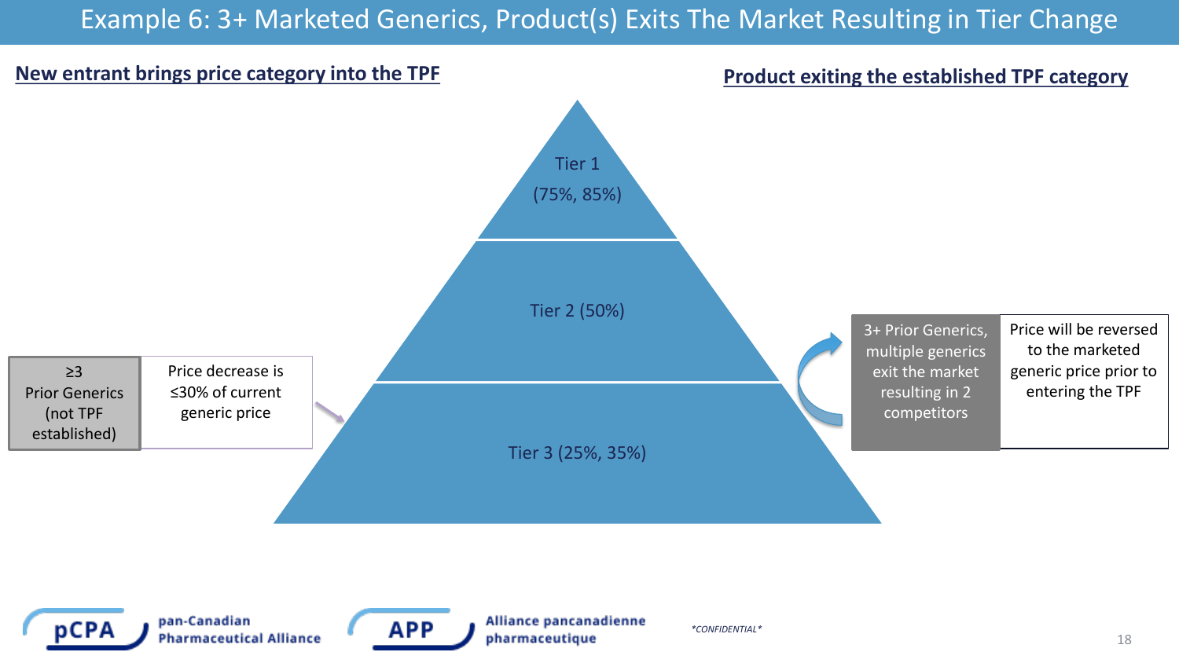# Example 6: 3+ Marketed Generics, Product(s) Exits The Market Resulting in Tier Change

**New entrant brings price category into the TPF**

| ≥3 Prior Generics (not TPF established) | Price decrease is ≤30% of current generic price |
|---|---|

Tier 1 (75%, 85%)

Tier 2 (50%)

Tier 3 (25%, 35%)

**Product exiting the established TPF category**

| 3+ Prior Generics, multiple generics exit the market resulting in 2 competitors | Price will be reversed to the marketed generic price prior to entering the TPF |
|---|---|

pCPA pan-Canadian Pharmaceutical Alliance

APP Alliance pancanadienne pharmaceutique

*CONFIDENTIAL*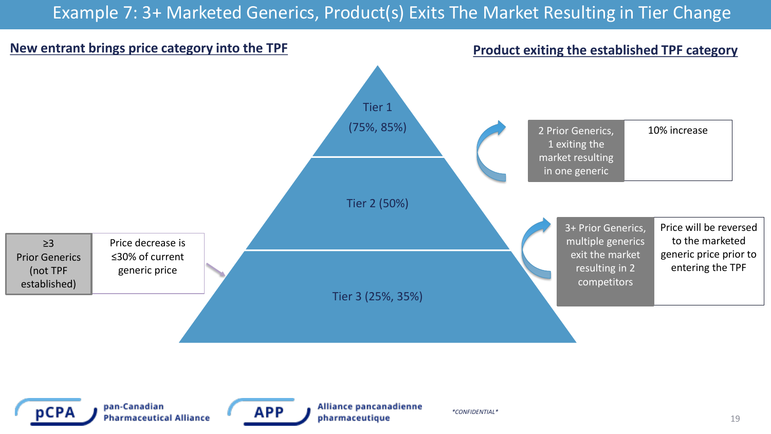# Example 7: 3+ Marketed Generics, Product(s) Exits The Market Resulting in Tier Change

**New entrant brings price category into the TPF**

| ≥3 Prior Generics (not TPF established) | Price decrease is ≤30% of current generic price |
|---|---|

**Product exiting the established TPF category**

Tier 1 (75%, 85%)

Tier 2 (50%)

Tier 3 (25%, 35%)

| 2 Prior Generics, 1 exiting the market resulting in one generic | 10% increase |
|---|---|

| 3+ Prior Generics, multiple generics exit the market resulting in 2 competitors | Price will be reversed to the marketed generic price prior to entering the TPF |
|---|---|

*CONFIDENTIAL*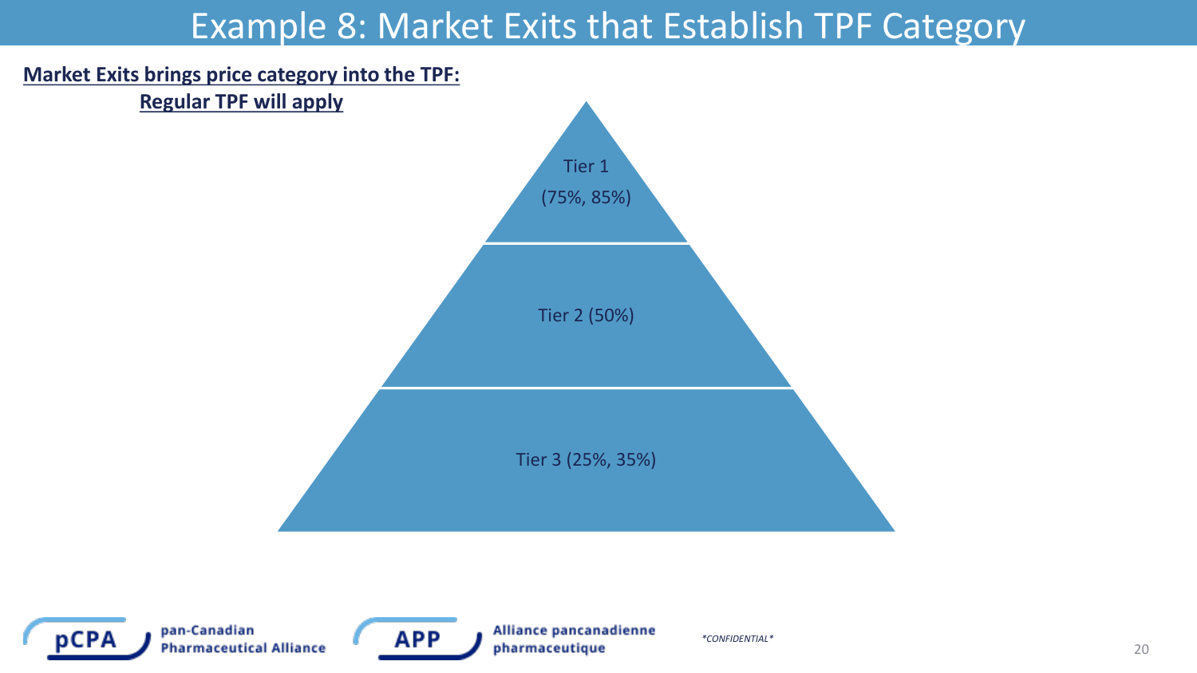# Example 8: Market Exits that Establish TPF Category

**Market Exits brings price category into the TPF:**
**Regular TPF will apply**

Tier 1
(75%, 85%)

Tier 2 (50%)

Tier 3 (25%, 35%)

pCPA pan-Canadian Pharmaceutical Alliance

APP Alliance pancanadienne pharmaceutique

*CONFIDENTIAL*